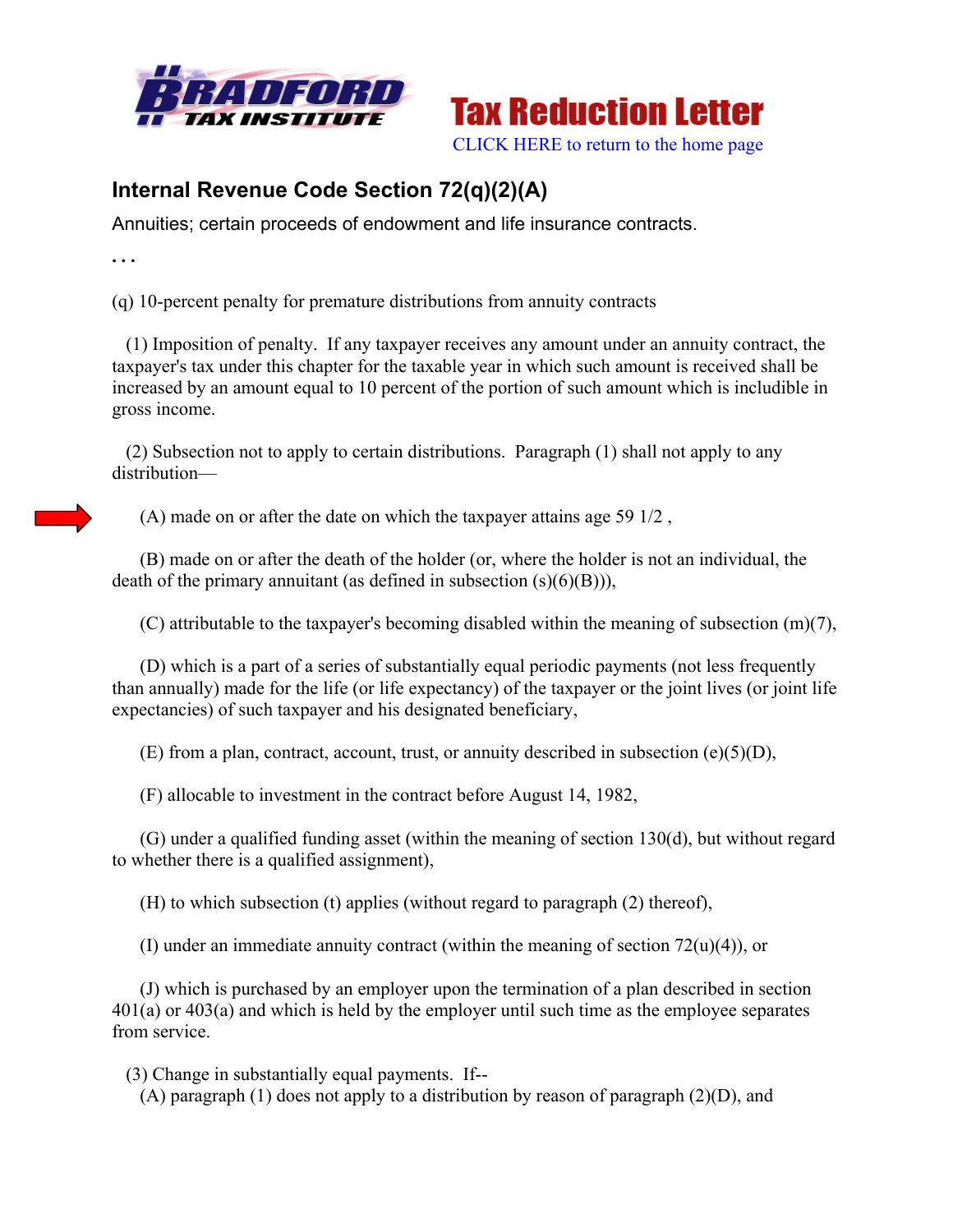Tax Reduction Letter

CLICK HERE to return to the home page

## Internal Revenue Code Section 72(q)(2)(A)

Annuities; certain proceeds of endowment and life insurance contracts.

. . .

(q) 10-percent penalty for premature distributions from annuity contracts

(1) Imposition of penalty. If any taxpayer receives any amount under an annuity contract, the taxpayer's tax under this chapter for the taxable year in which such amount is received shall be increased by an amount equal to 10 percent of the portion of such amount which is includible in gross income.

(2) Subsection not to apply to certain distributions. Paragraph (1) shall not apply to any distribution—

(A) made on or after the date on which the taxpayer attains age 59 1/2 ,

(B) made on or after the death of the holder (or, where the holder is not an individual, the death of the primary annuitant (as defined in subsection (s)(6)(B))),

(C) attributable to the taxpayer's becoming disabled within the meaning of subsection (m)(7),

(D) which is a part of a series of substantially equal periodic payments (not less frequently than annually) made for the life (or life expectancy) of the taxpayer or the joint lives (or joint life expectancies) of such taxpayer and his designated beneficiary,

(E) from a plan, contract, account, trust, or annuity described in subsection (e)(5)(D),

(F) allocable to investment in the contract before August 14, 1982,

(G) under a qualified funding asset (within the meaning of section 130(d), but without regard to whether there is a qualified assignment),

(H) to which subsection (t) applies (without regard to paragraph (2) thereof),

(I) under an immediate annuity contract (within the meaning of section 72(u)(4)), or

(J) which is purchased by an employer upon the termination of a plan described in section 401(a) or 403(a) and which is held by the employer until such time as the employee separates from service.

(3) Change in substantially equal payments. If--

(A) paragraph (1) does not apply to a distribution by reason of paragraph (2)(D), and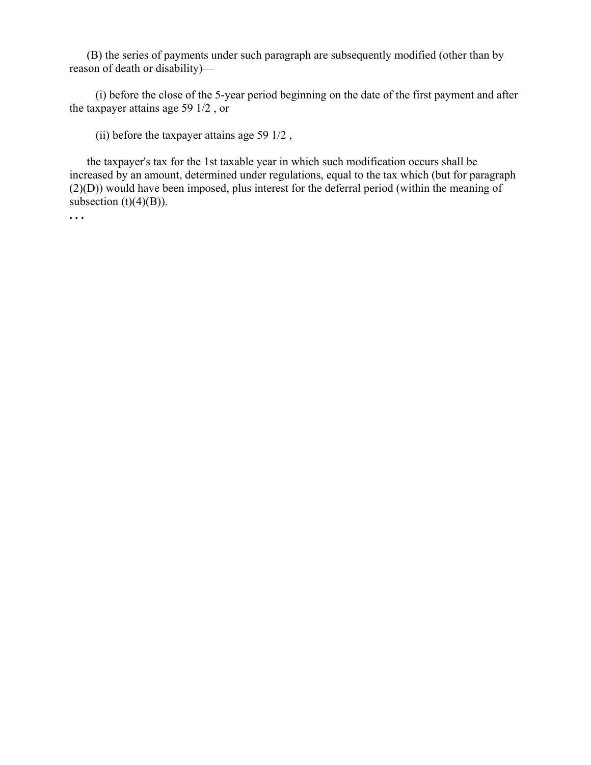(B) the series of payments under such paragraph are subsequently modified (other than by reason of death or disability)—

(i) before the close of the 5-year period beginning on the date of the first payment and after the taxpayer attains age 59 1/2 , or

(ii) before the taxpayer attains age 59 1/2 ,

the taxpayer's tax for the 1st taxable year in which such modification occurs shall be increased by an amount, determined under regulations, equal to the tax which (but for paragraph (2)(D)) would have been imposed, plus interest for the deferral period (within the meaning of subsection (t)(4)(B)).

. . .